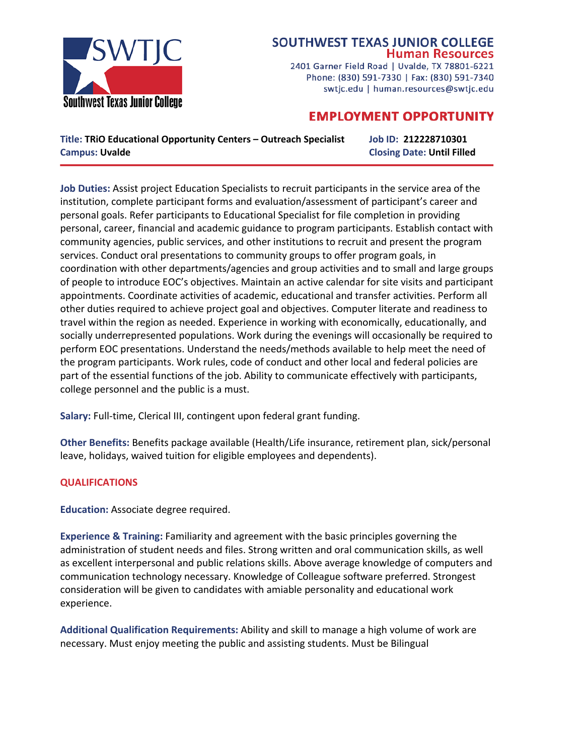**SWTJC**
**Southwest Texas Junior College**

# SOUTHWEST TEXAS JUNIOR COLLEGE
## Human Resources

2401 Garner Field Road | Uvalde, TX 78801-6221
Phone: (830) 591-7330 | Fax: (830) 591-7340
swtjc.edu | human.resources@swtjc.edu

## EMPLOYMENT OPPORTUNITY

**Title:** **TRiO Educational Opportunity Centers – Outreach Specialist**
**Campus:** **Uvalde**
**Job ID:** **212228710301**
**Closing Date:** **Until Filled**

---

**Job Duties:** Assist project Education Specialists to recruit participants in the service area of the institution, complete participant forms and evaluation/assessment of participant's career and personal goals. Refer participants to Educational Specialist for file completion in providing personal, career, financial and academic guidance to program participants. Establish contact with community agencies, public services, and other institutions to recruit and present the program services. Conduct oral presentations to community groups to offer program goals, in coordination with other departments/agencies and group activities and to small and large groups of people to introduce EOC's objectives. Maintain an active calendar for site visits and participant appointments. Coordinate activities of academic, educational and transfer activities. Perform all other duties required to achieve project goal and objectives. Computer literate and readiness to travel within the region as needed. Experience in working with economically, educationally, and socially underrepresented populations. Work during the evenings will occasionally be required to perform EOC presentations. Understand the needs/methods available to help meet the need of the program participants. Work rules, code of conduct and other local and federal policies are part of the essential functions of the job. Ability to communicate effectively with participants, college personnel and the public is a must.

**Salary:** Full-time, Clerical III, contingent upon federal grant funding.

**Other Benefits:** Benefits package available (Health/Life insurance, retirement plan, sick/personal leave, holidays, waived tuition for eligible employees and dependents).

### QUALIFICATIONS

**Education:** Associate degree required.

**Experience & Training:** Familiarity and agreement with the basic principles governing the administration of student needs and files. Strong written and oral communication skills, as well as excellent interpersonal and public relations skills. Above average knowledge of computers and communication technology necessary. Knowledge of Colleague software preferred. Strongest consideration will be given to candidates with amiable personality and educational work experience.

**Additional Qualification Requirements:** Ability and skill to manage a high volume of work are necessary. Must enjoy meeting the public and assisting students. Must be Bilingual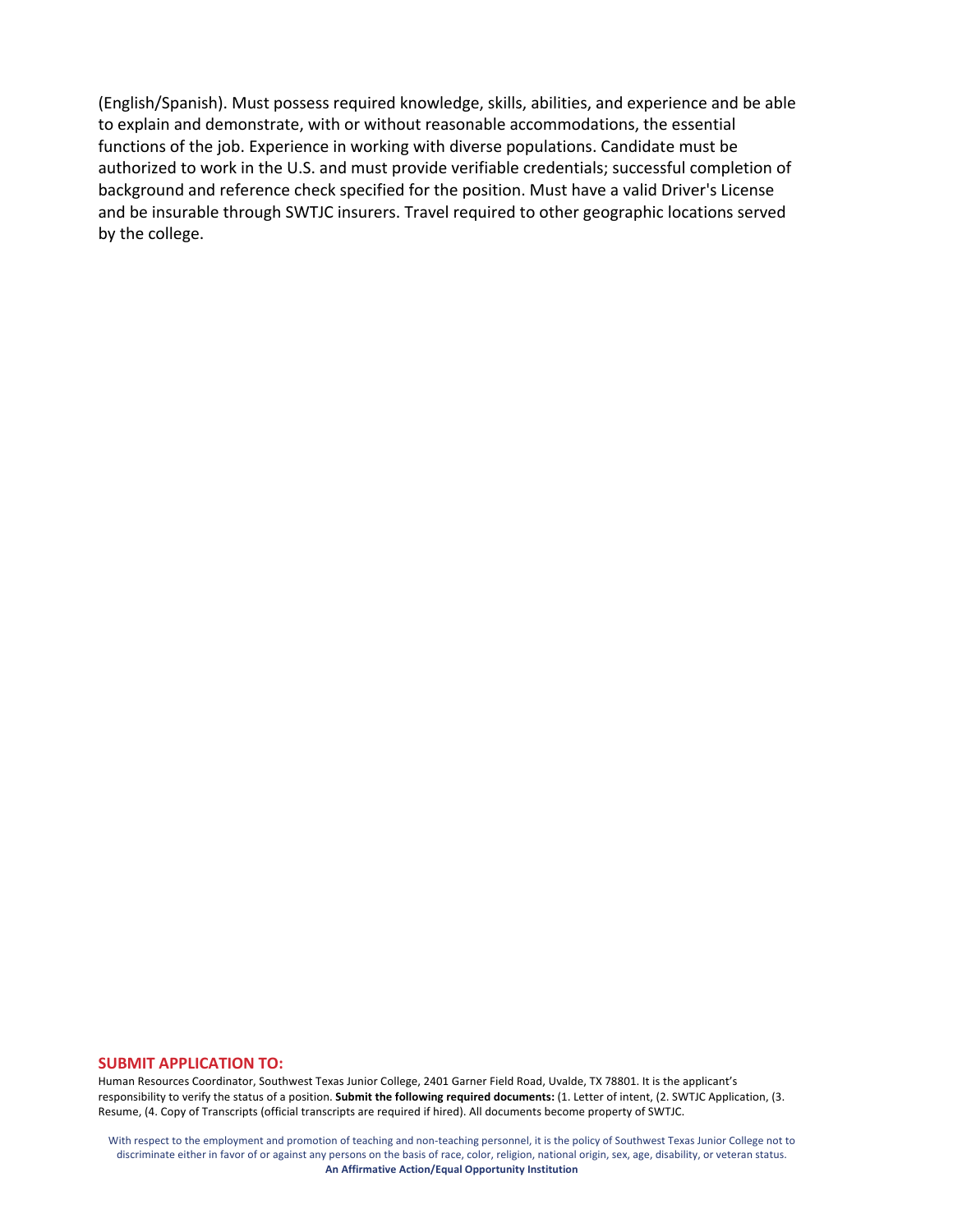(English/Spanish). Must possess required knowledge, skills, abilities, and experience and be able to explain and demonstrate, with or without reasonable accommodations, the essential functions of the job. Experience in working with diverse populations. Candidate must be authorized to work in the U.S. and must provide verifiable credentials; successful completion of background and reference check specified for the position. Must have a valid Driver's License and be insurable through SWTJC insurers. Travel required to other geographic locations served by the college.

## SUBMIT APPLICATION TO:

Human Resources Coordinator, Southwest Texas Junior College, 2401 Garner Field Road, Uvalde, TX 78801. It is the applicant's responsibility to verify the status of a position. **Submit the following required documents:** (1. Letter of intent, (2. SWTJC Application, (3. Resume, (4. Copy of Transcripts (official transcripts are required if hired). All documents become property of SWTJC.

With respect to the employment and promotion of teaching and non-teaching personnel, it is the policy of Southwest Texas Junior College not to discriminate either in favor of or against any persons on the basis of race, color, religion, national origin, sex, age, disability, or veteran status.

**An Affirmative Action/Equal Opportunity Institution**